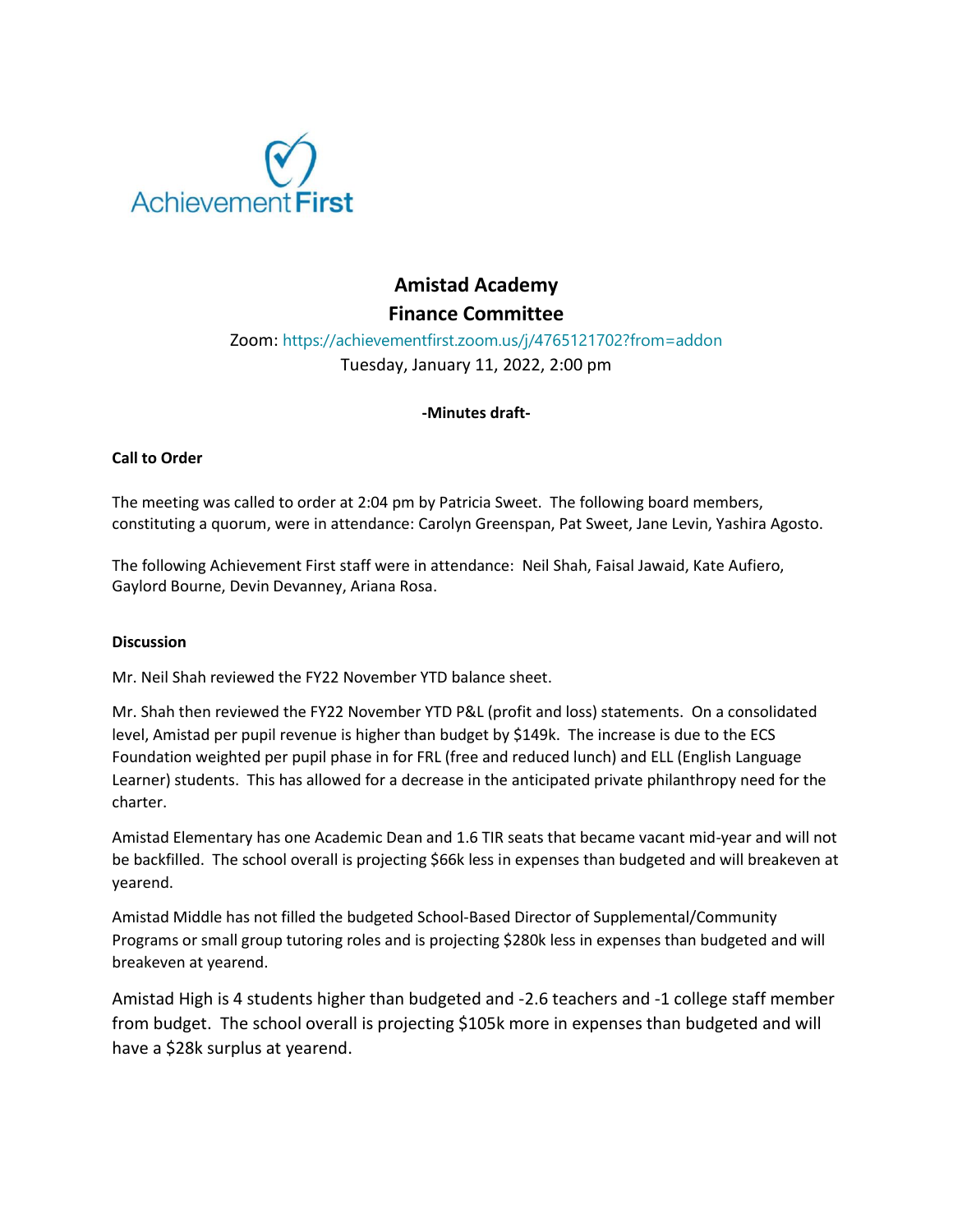# Amistad Academy

## Finance Committee

Zoom: https://achievementfirst.zoom.us/j/4765121702?from=addon

Tuesday, January 11, 2022, 2:00 pm

**-Minutes draft-**

**Call to Order**

The meeting was called to order at 2:04 pm by Patricia Sweet. The following board members, constituting a quorum, were in attendance: Carolyn Greenspan, Pat Sweet, Jane Levin, Yashira Agosto.

The following Achievement First staff were in attendance: Neil Shah, Faisal Jawaid, Kate Aufiero, Gaylord Bourne, Devin Devanney, Ariana Rosa.

**Discussion**

Mr. Neil Shah reviewed the FY22 November YTD balance sheet.

Mr. Shah then reviewed the FY22 November YTD P&L (profit and loss) statements. On a consolidated level, Amistad per pupil revenue is higher than budget by $149k. The increase is due to the ECS Foundation weighted per pupil phase in for FRL (free and reduced lunch) and ELL (English Language Learner) students. This has allowed for a decrease in the anticipated private philanthropy need for the charter.

Amistad Elementary has one Academic Dean and 1.6 TIR seats that became vacant mid-year and will not be backfilled. The school overall is projecting $66k less in expenses than budgeted and will breakeven at yearend.

Amistad Middle has not filled the budgeted School-Based Director of Supplemental/Community Programs or small group tutoring roles and is projecting $280k less in expenses than budgeted and will breakeven at yearend.

Amistad High is 4 students higher than budgeted and -2.6 teachers and -1 college staff member from budget. The school overall is projecting $105k more in expenses than budgeted and will have a $28k surplus at yearend.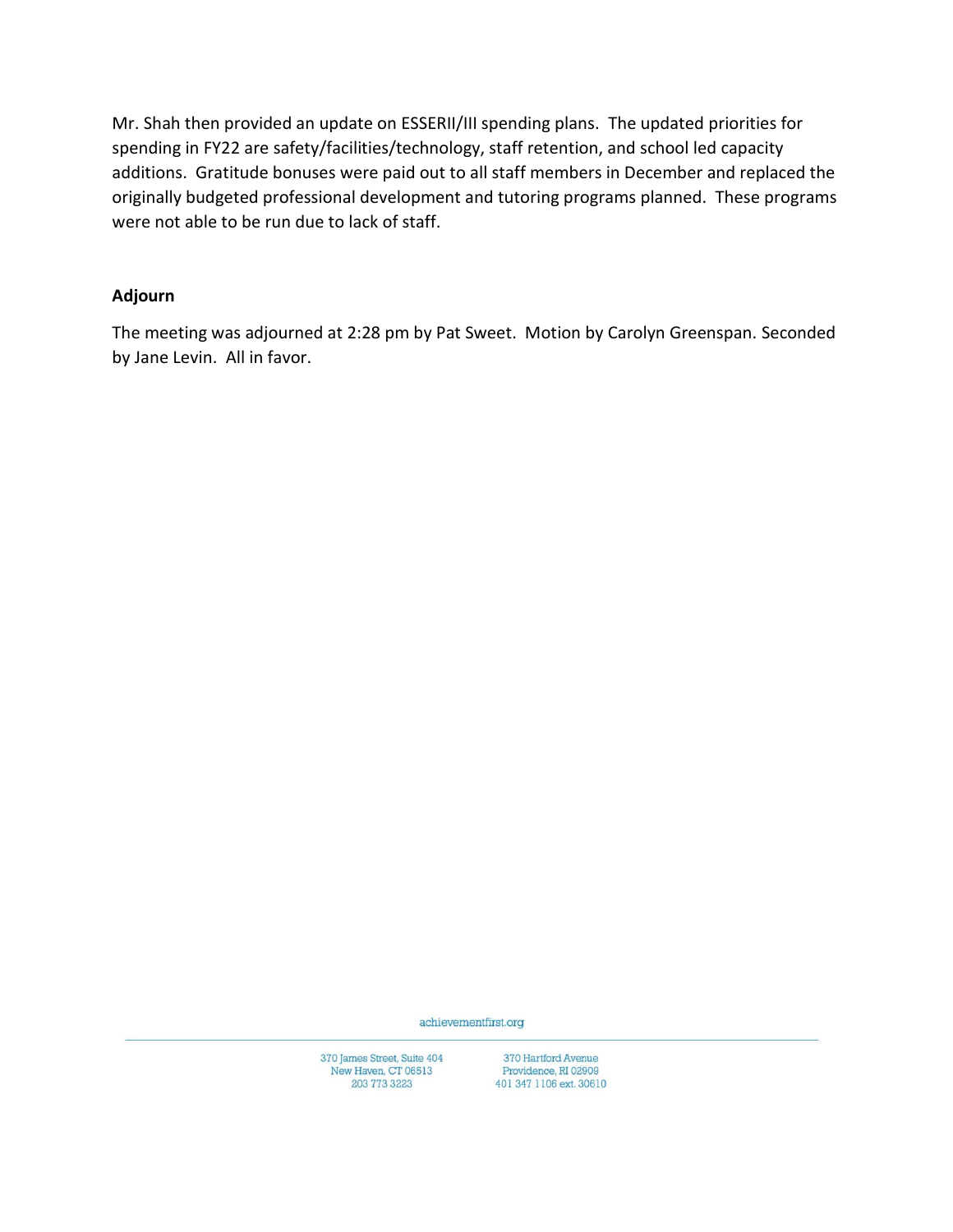Mr. Shah then provided an update on ESSERII/III spending plans. The updated priorities for spending in FY22 are safety/facilities/technology, staff retention, and school led capacity additions. Gratitude bonuses were paid out to all staff members in December and replaced the originally budgeted professional development and tutoring programs planned. These programs were not able to be run due to lack of staff.

**Adjourn**

The meeting was adjourned at 2:28 pm by Pat Sweet. Motion by Carolyn Greenspan. Seconded by Jane Levin. All in favor.